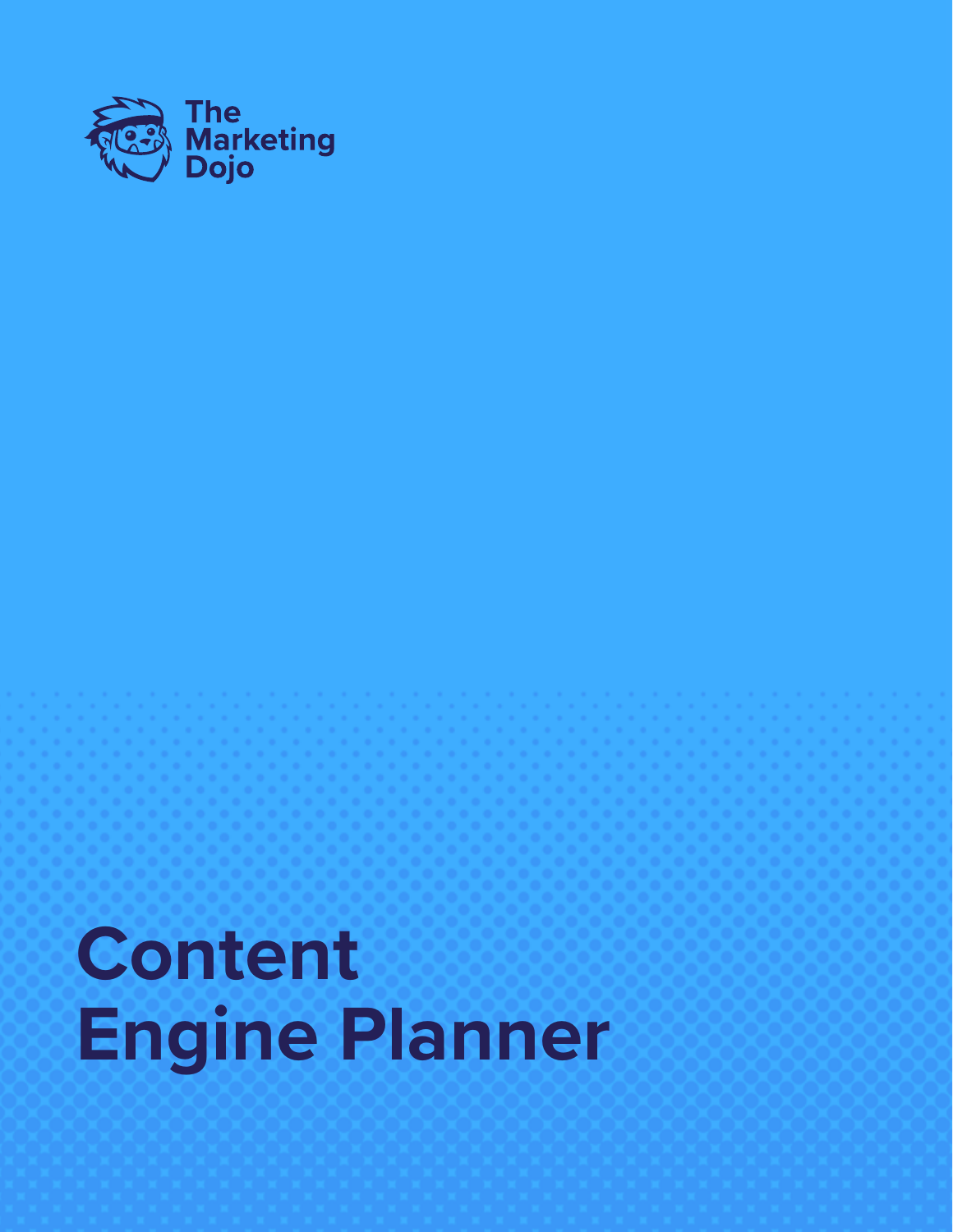The Marketing Dojo

# Content Engine Planner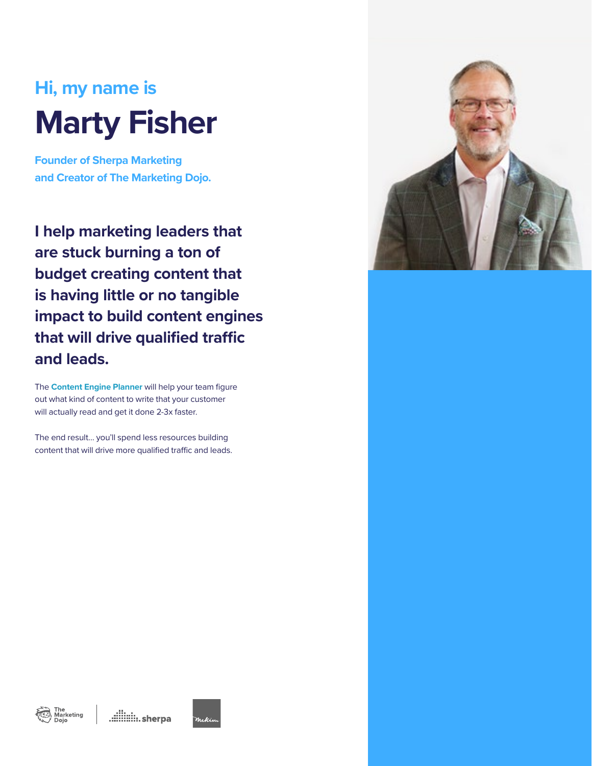Hi, my name is

# Marty Fisher

**Founder of Sherpa Marketing and Creator of The Marketing Dojo.**

## I help marketing leaders that are stuck burning a ton of budget creating content that is having little or no tangible impact to build content engines that will drive qualified traffic and leads.

The **Content Engine Planner** will help your team figure out what kind of content to write that your customer will actually read and get it done 2-3x faster.

The end result... you'll spend less resources building content that will drive more qualified traffic and leads.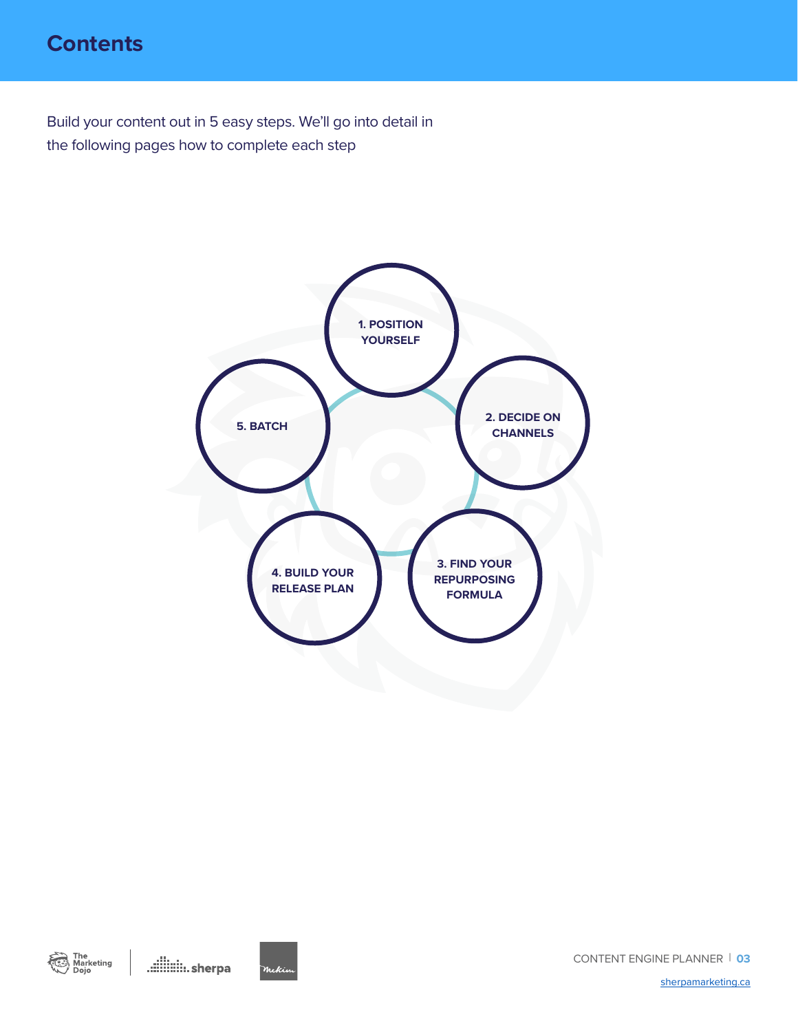# Contents

Build your content out in 5 easy steps. We'll go into detail in the following pages how to complete each step

1. POSITION YOURSELF
2. DECIDE ON CHANNELS
3. FIND YOUR REPURPOSING FORMULA
4. BUILD YOUR RELEASE PLAN
5. BATCH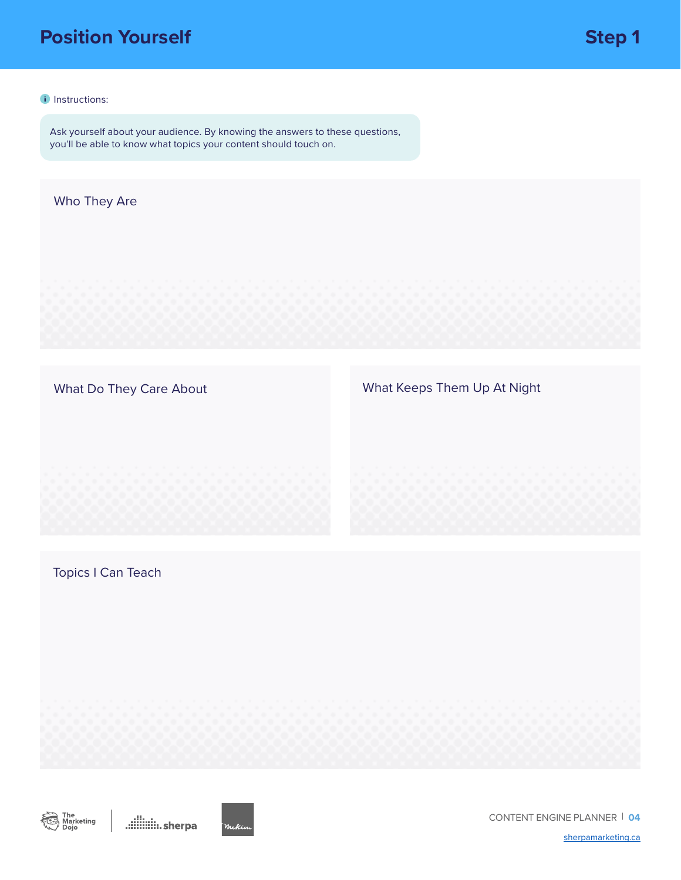# Position Yourself

## Step 1

Instructions:

Ask yourself about your audience. By knowing the answers to these questions, you'll be able to know what topics your content should touch on.

### Who They Are

### What Do They Care About

### What Keeps Them Up At Night

### Topics I Can Teach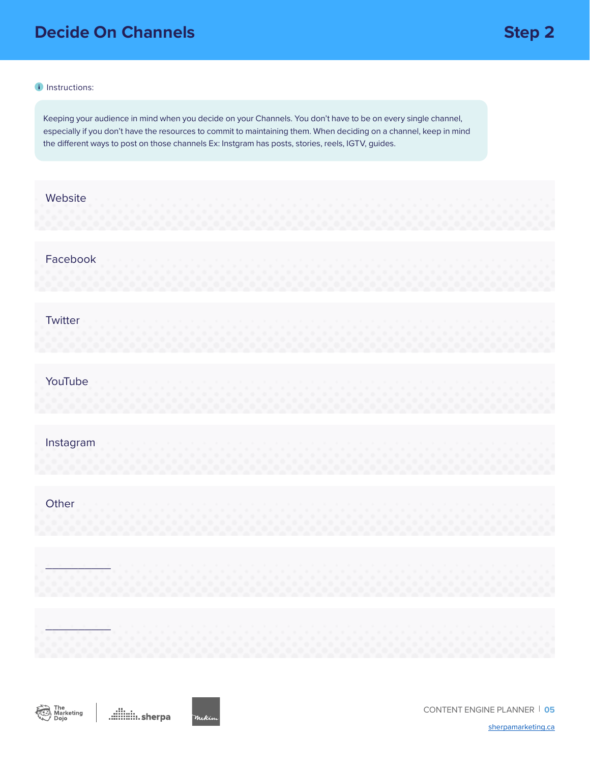# Decide On Channels

## Step 2

Instructions:

Keeping your audience in mind when you decide on your Channels. You don't have to be on every single channel, especially if you don't have the resources to commit to maintaining them. When deciding on a channel, keep in mind the different ways to post on those channels Ex: Instgram has posts, stories, reels, IGTV, guides.

Website

Facebook

Twitter

YouTube

Instagram

Other

___________

___________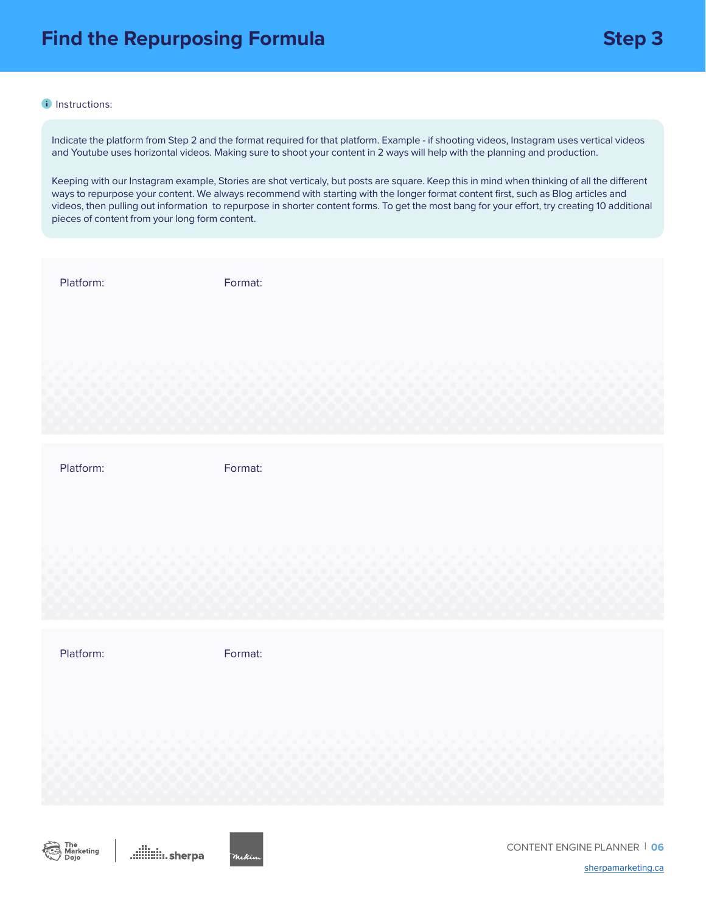# Find the Repurposing Formula

## Step 3

Instructions:

Indicate the platform from Step 2 and the format required for that platform. Example - if shooting videos, Instagram uses vertical videos and Youtube uses horizontal videos. Making sure to shoot your content in 2 ways will help with the planning and production.

Keeping with our Instagram example, Stories are shot verticaly, but posts are square. Keep this in mind when thinking of all the different ways to repurpose your content. We always recommend with starting with the longer format content first, such as Blog articles and videos, then pulling out information  to repurpose in shorter content forms. To get the most bang for your effort, try creating 10 additional pieces of content from your long form content.

Platform: Format:

Platform: Format:

Platform: Format: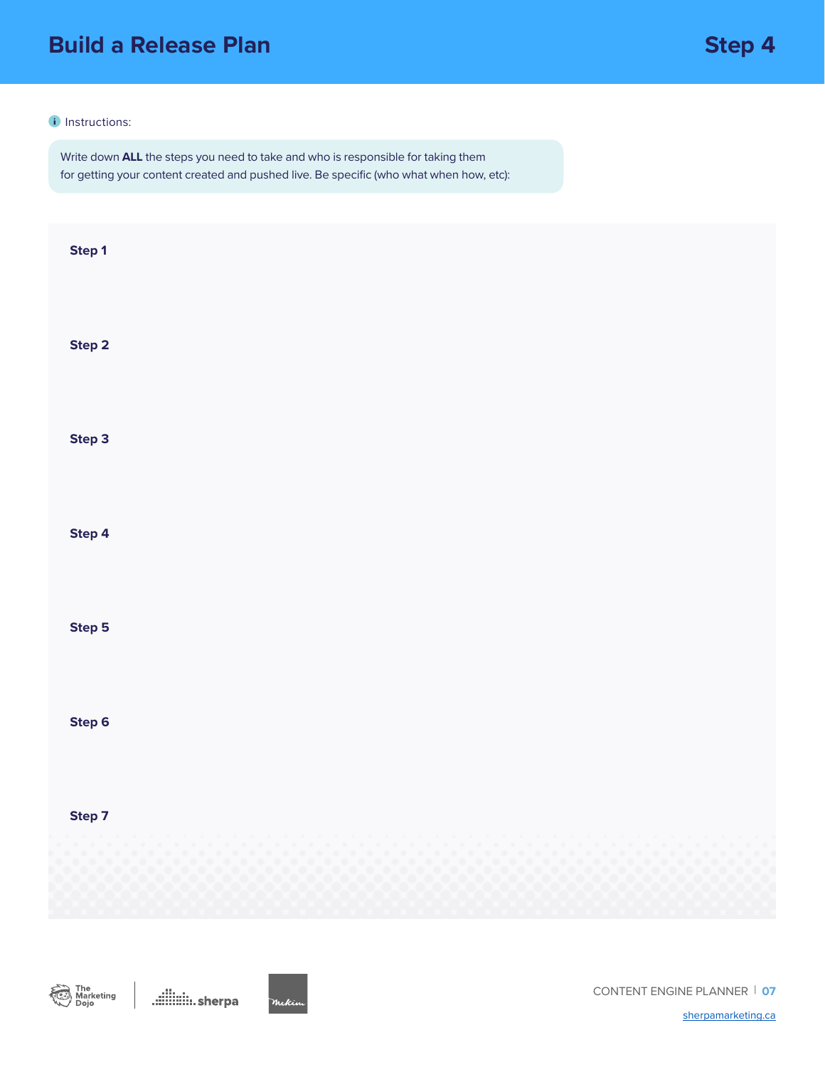# Build a Release Plan

## Step 4

Instructions:

Write down **ALL** the steps you need to take and who is responsible for taking them for getting your content created and pushed live. Be specific (who what when how, etc):

**Step 1**

**Step 2**

**Step 3**

**Step 4**

**Step 5**

**Step 6**

**Step 7**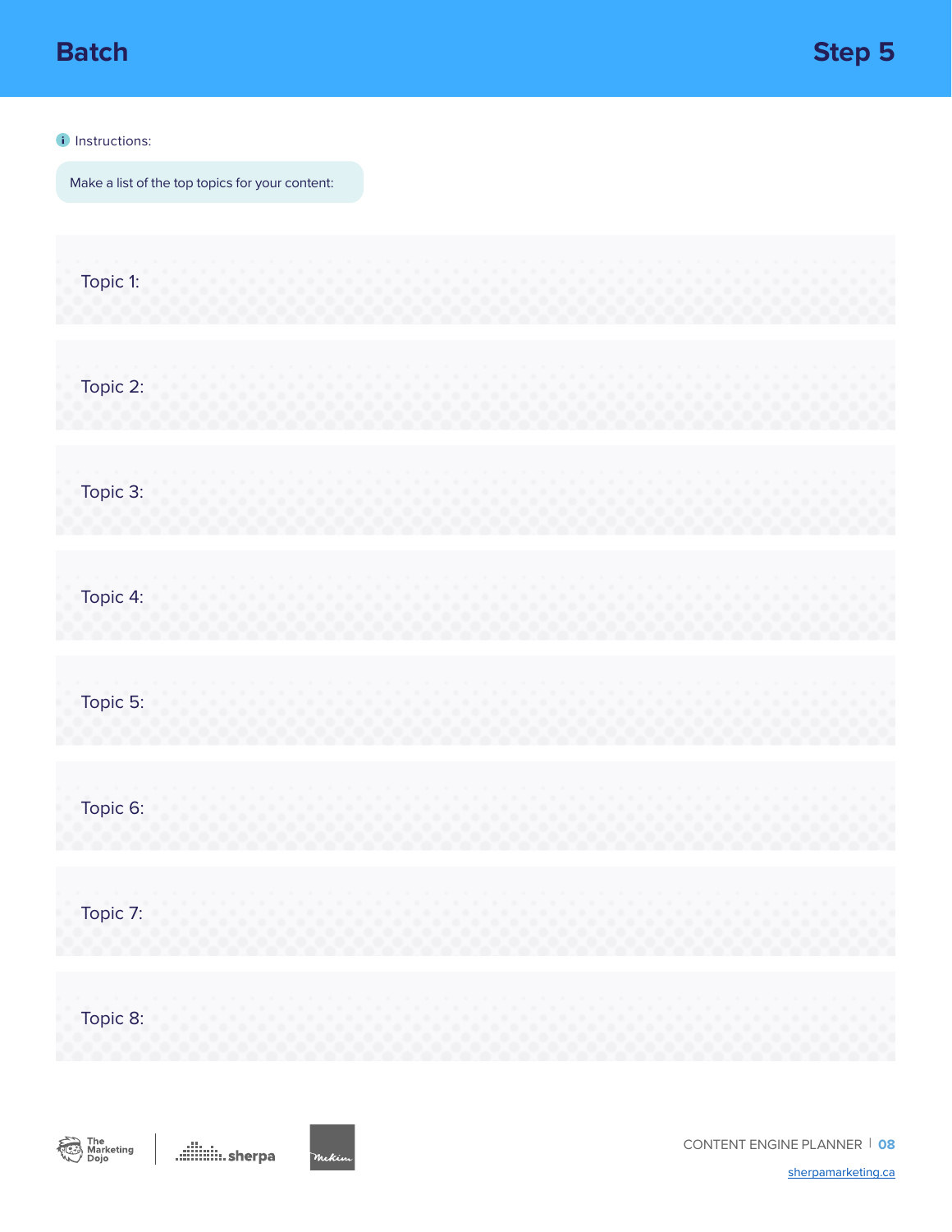# Batch

## Step 5

Instructions:

Make a list of the top topics for your content:

Topic 1:

Topic 2:

Topic 3:

Topic 4:

Topic 5:

Topic 6:

Topic 7:

Topic 8: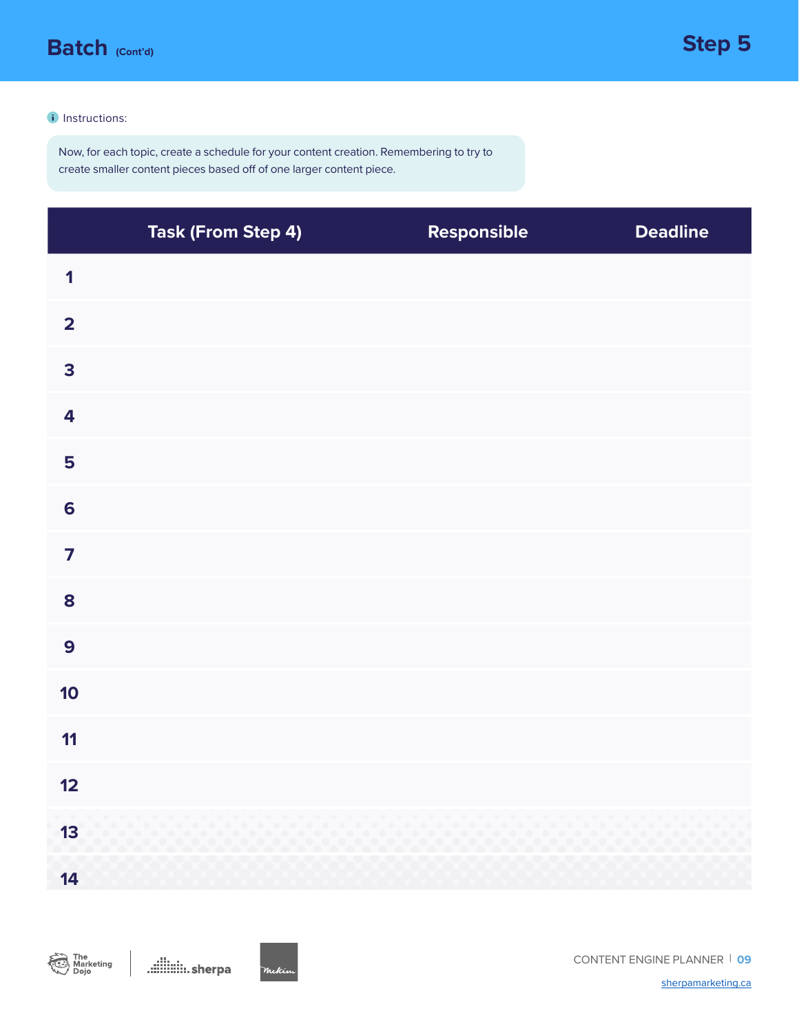## Batch (Cont'd)

## Step 5

Instructions:

Now, for each topic, create a schedule for your content creation. Remembering to try to create smaller content pieces based off of one larger content piece.

| | Task (From Step 4) | Responsible | Deadline |
|---|---|---|---|
| 1 | | | |
| 2 | | | |
| 3 | | | |
| 4 | | | |
| 5 | | | |
| 6 | | | |
| 7 | | | |
| 8 | | | |
| 9 | | | |
| 10 | | | |
| 11 | | | |
| 12 | | | |
| 13 | | | |
| 14 | | | |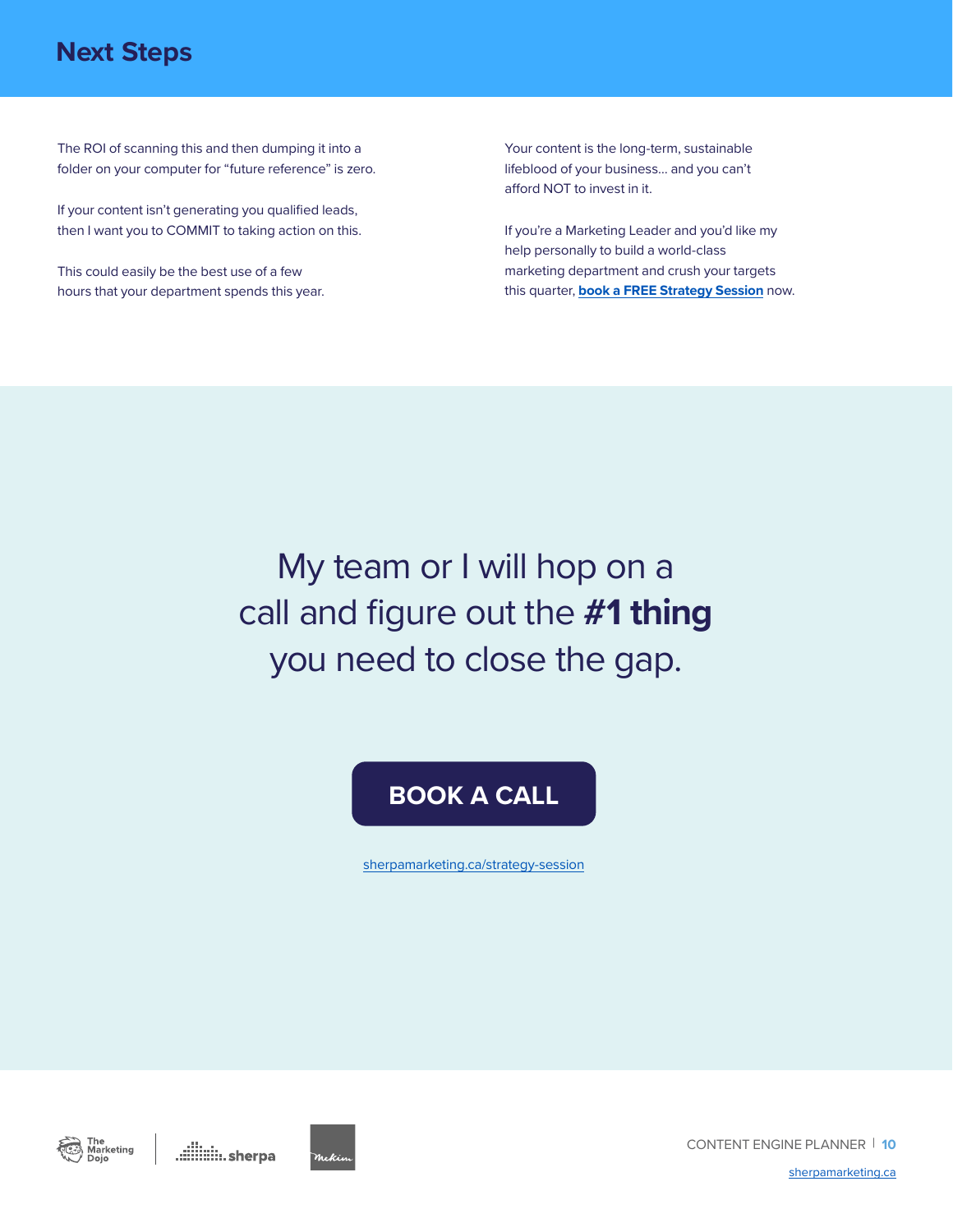## Next Steps

The ROI of scanning this and then dumping it into a folder on your computer for "future reference" is zero.

If your content isn't generating you qualified leads, then I want you to COMMIT to taking action on this.

This could easily be the best use of a few hours that your department spends this year.

Your content is the long-term, sustainable lifeblood of your business... and you can't afford NOT to invest in it.

If you're a Marketing Leader and you'd like my help personally to build a world-class marketing department and crush your targets this quarter, **book a FREE Strategy Session** now.

My team or I will hop on a call and figure out the **#1 thing** you need to close the gap.

**BOOK A CALL**

sherpamarketing.ca/strategy-session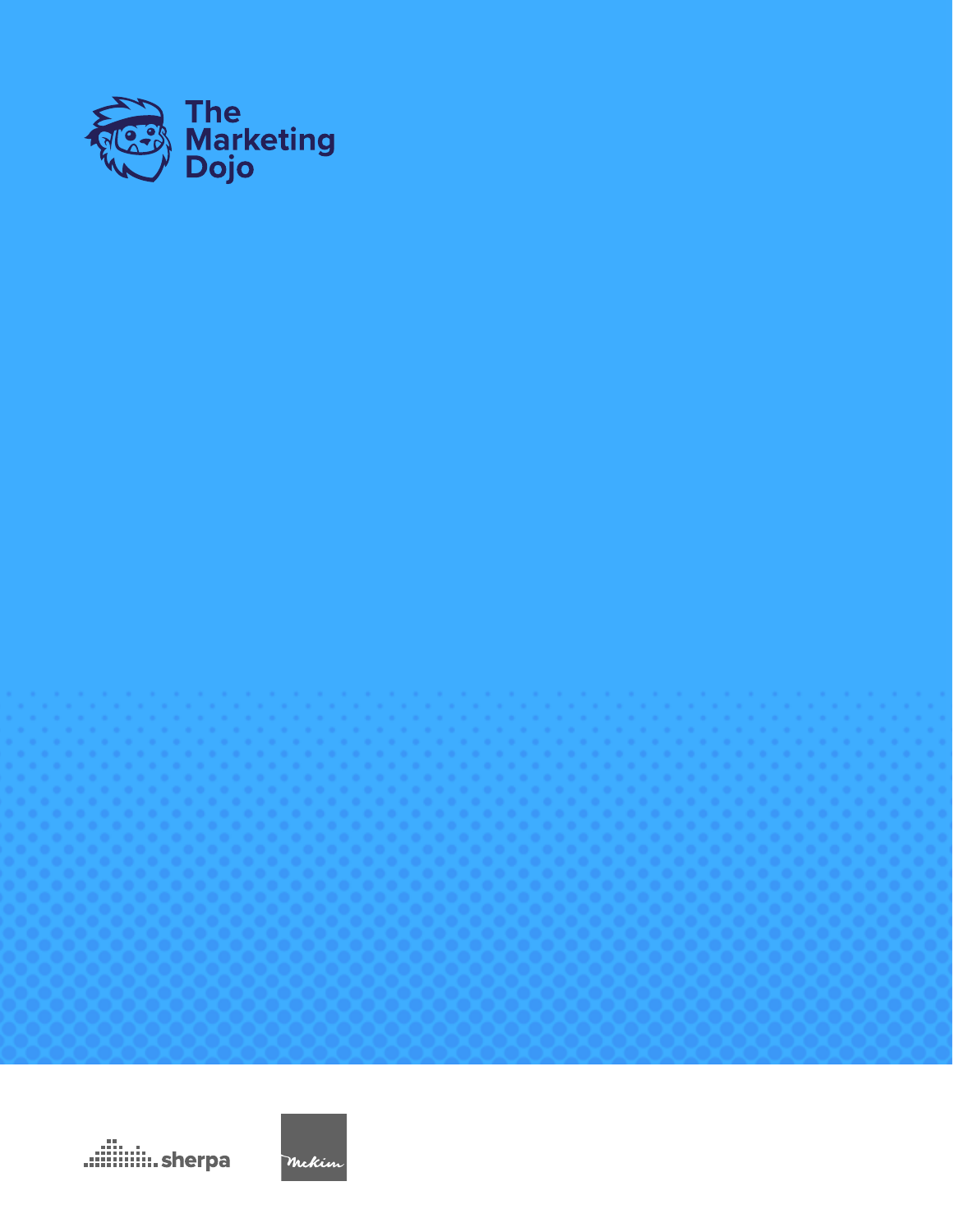The Marketing Dojo

sherpa

McKim